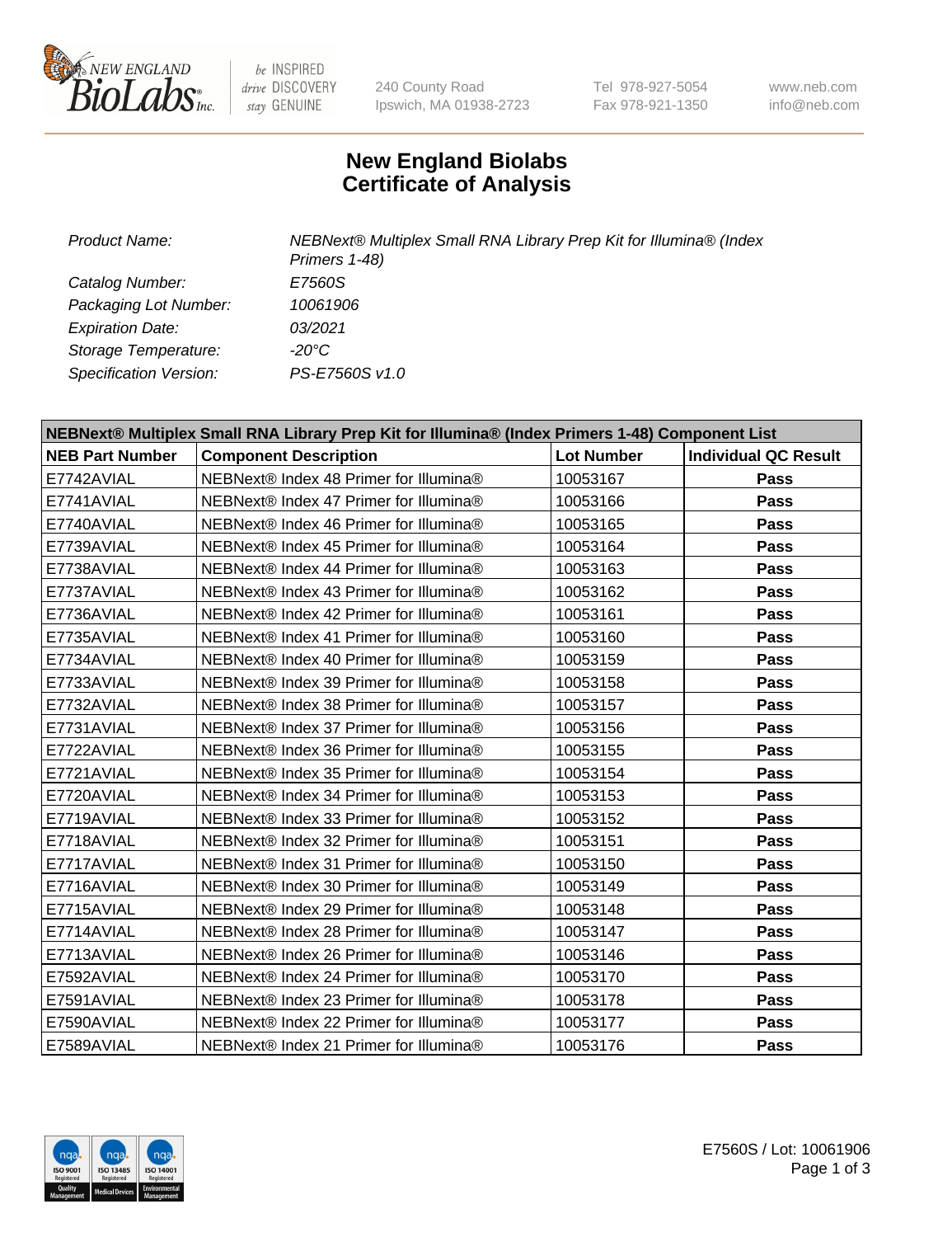# New England Biolabs
# Certificate of Analysis

| | |
|---|---|
| *Product Name:* | *NEBNext® Multiplex Small RNA Library Prep Kit for Illumina® (Index Primers 1-48)* |
| *Catalog Number:* | *E7560S* |
| *Packaging Lot Number:* | *10061906* |
| *Expiration Date:* | *03/2021* |
| *Storage Temperature:* | *-20°C* |
| *Specification Version:* | *PS-E7560S v1.0* |

| **NEBNext® Multiplex Small RNA Library Prep Kit for Illumina® (Index Primers 1-48) Component List** | | | |
|---|---|---|---|
| **NEB Part Number** | **Component Description** | **Lot Number** | **Individual QC Result** |
| E7742AVIAL | NEBNext® Index 48 Primer for Illumina® | 10053167 | **Pass** |
| E7741AVIAL | NEBNext® Index 47 Primer for Illumina® | 10053166 | **Pass** |
| E7740AVIAL | NEBNext® Index 46 Primer for Illumina® | 10053165 | **Pass** |
| E7739AVIAL | NEBNext® Index 45 Primer for Illumina® | 10053164 | **Pass** |
| E7738AVIAL | NEBNext® Index 44 Primer for Illumina® | 10053163 | **Pass** |
| E7737AVIAL | NEBNext® Index 43 Primer for Illumina® | 10053162 | **Pass** |
| E7736AVIAL | NEBNext® Index 42 Primer for Illumina® | 10053161 | **Pass** |
| E7735AVIAL | NEBNext® Index 41 Primer for Illumina® | 10053160 | **Pass** |
| E7734AVIAL | NEBNext® Index 40 Primer for Illumina® | 10053159 | **Pass** |
| E7733AVIAL | NEBNext® Index 39 Primer for Illumina® | 10053158 | **Pass** |
| E7732AVIAL | NEBNext® Index 38 Primer for Illumina® | 10053157 | **Pass** |
| E7731AVIAL | NEBNext® Index 37 Primer for Illumina® | 10053156 | **Pass** |
| E7722AVIAL | NEBNext® Index 36 Primer for Illumina® | 10053155 | **Pass** |
| E7721AVIAL | NEBNext® Index 35 Primer for Illumina® | 10053154 | **Pass** |
| E7720AVIAL | NEBNext® Index 34 Primer for Illumina® | 10053153 | **Pass** |
| E7719AVIAL | NEBNext® Index 33 Primer for Illumina® | 10053152 | **Pass** |
| E7718AVIAL | NEBNext® Index 32 Primer for Illumina® | 10053151 | **Pass** |
| E7717AVIAL | NEBNext® Index 31 Primer for Illumina® | 10053150 | **Pass** |
| E7716AVIAL | NEBNext® Index 30 Primer for Illumina® | 10053149 | **Pass** |
| E7715AVIAL | NEBNext® Index 29 Primer for Illumina® | 10053148 | **Pass** |
| E7714AVIAL | NEBNext® Index 28 Primer for Illumina® | 10053147 | **Pass** |
| E7713AVIAL | NEBNext® Index 26 Primer for Illumina® | 10053146 | **Pass** |
| E7592AVIAL | NEBNext® Index 24 Primer for Illumina® | 10053170 | **Pass** |
| E7591AVIAL | NEBNext® Index 23 Primer for Illumina® | 10053178 | **Pass** |
| E7590AVIAL | NEBNext® Index 22 Primer for Illumina® | 10053177 | **Pass** |
| E7589AVIAL | NEBNext® Index 21 Primer for Illumina® | 10053176 | **Pass** |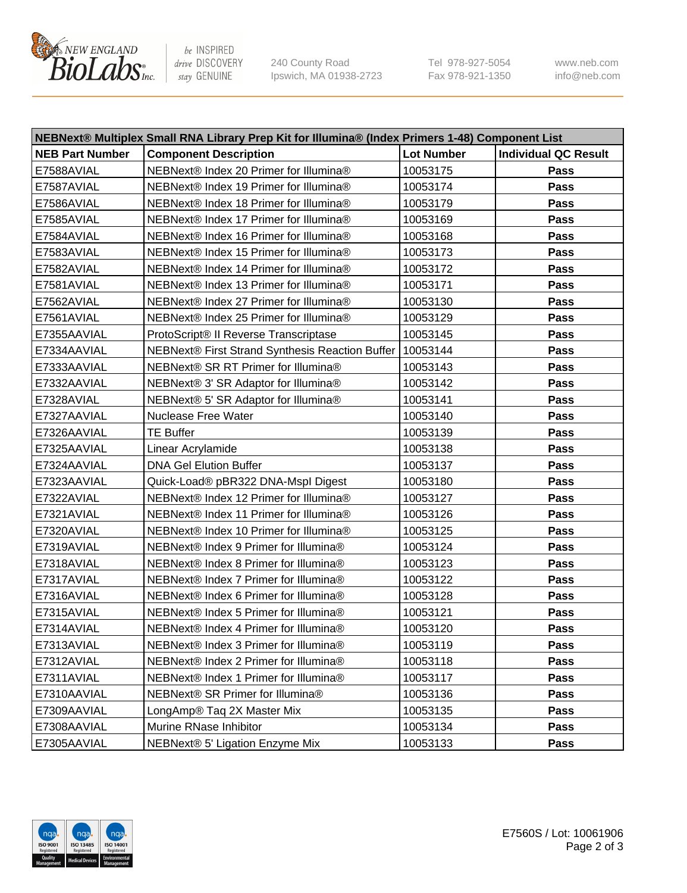| NEBNext® Multiplex Small RNA Library Prep Kit for Illumina® (Index Primers 1-48) Component List | | | |
|---|---|---|---|
| **NEB Part Number** | **Component Description** | **Lot Number** | **Individual QC Result** |
| E7588AVIAL | NEBNext® Index 20 Primer for Illumina® | 10053175 | **Pass** |
| E7587AVIAL | NEBNext® Index 19 Primer for Illumina® | 10053174 | **Pass** |
| E7586AVIAL | NEBNext® Index 18 Primer for Illumina® | 10053179 | **Pass** |
| E7585AVIAL | NEBNext® Index 17 Primer for Illumina® | 10053169 | **Pass** |
| E7584AVIAL | NEBNext® Index 16 Primer for Illumina® | 10053168 | **Pass** |
| E7583AVIAL | NEBNext® Index 15 Primer for Illumina® | 10053173 | **Pass** |
| E7582AVIAL | NEBNext® Index 14 Primer for Illumina® | 10053172 | **Pass** |
| E7581AVIAL | NEBNext® Index 13 Primer for Illumina® | 10053171 | **Pass** |
| E7562AVIAL | NEBNext® Index 27 Primer for Illumina® | 10053130 | **Pass** |
| E7561AVIAL | NEBNext® Index 25 Primer for Illumina® | 10053129 | **Pass** |
| E7355AAVIAL | ProtoScript® II Reverse Transcriptase | 10053145 | **Pass** |
| E7334AAVIAL | NEBNext® First Strand Synthesis Reaction Buffer | 10053144 | **Pass** |
| E7333AAVIAL | NEBNext® SR RT Primer for Illumina® | 10053143 | **Pass** |
| E7332AAVIAL | NEBNext® 3' SR Adaptor for Illumina® | 10053142 | **Pass** |
| E7328AVIAL | NEBNext® 5' SR Adaptor for Illumina® | 10053141 | **Pass** |
| E7327AAVIAL | Nuclease Free Water | 10053140 | **Pass** |
| E7326AAVIAL | TE Buffer | 10053139 | **Pass** |
| E7325AAVIAL | Linear Acrylamide | 10053138 | **Pass** |
| E7324AAVIAL | DNA Gel Elution Buffer | 10053137 | **Pass** |
| E7323AAVIAL | Quick-Load® pBR322 DNA-MspI Digest | 10053180 | **Pass** |
| E7322AVIAL | NEBNext® Index 12 Primer for Illumina® | 10053127 | **Pass** |
| E7321AVIAL | NEBNext® Index 11 Primer for Illumina® | 10053126 | **Pass** |
| E7320AVIAL | NEBNext® Index 10 Primer for Illumina® | 10053125 | **Pass** |
| E7319AVIAL | NEBNext® Index 9 Primer for Illumina® | 10053124 | **Pass** |
| E7318AVIAL | NEBNext® Index 8 Primer for Illumina® | 10053123 | **Pass** |
| E7317AVIAL | NEBNext® Index 7 Primer for Illumina® | 10053122 | **Pass** |
| E7316AVIAL | NEBNext® Index 6 Primer for Illumina® | 10053128 | **Pass** |
| E7315AVIAL | NEBNext® Index 5 Primer for Illumina® | 10053121 | **Pass** |
| E7314AVIAL | NEBNext® Index 4 Primer for Illumina® | 10053120 | **Pass** |
| E7313AVIAL | NEBNext® Index 3 Primer for Illumina® | 10053119 | **Pass** |
| E7312AVIAL | NEBNext® Index 2 Primer for Illumina® | 10053118 | **Pass** |
| E7311AVIAL | NEBNext® Index 1 Primer for Illumina® | 10053117 | **Pass** |
| E7310AAVIAL | NEBNext® SR Primer for Illumina® | 10053136 | **Pass** |
| E7309AAVIAL | LongAmp® Taq 2X Master Mix | 10053135 | **Pass** |
| E7308AAVIAL | Murine RNase Inhibitor | 10053134 | **Pass** |
| E7305AAVIAL | NEBNext® 5' Ligation Enzyme Mix | 10053133 | **Pass** |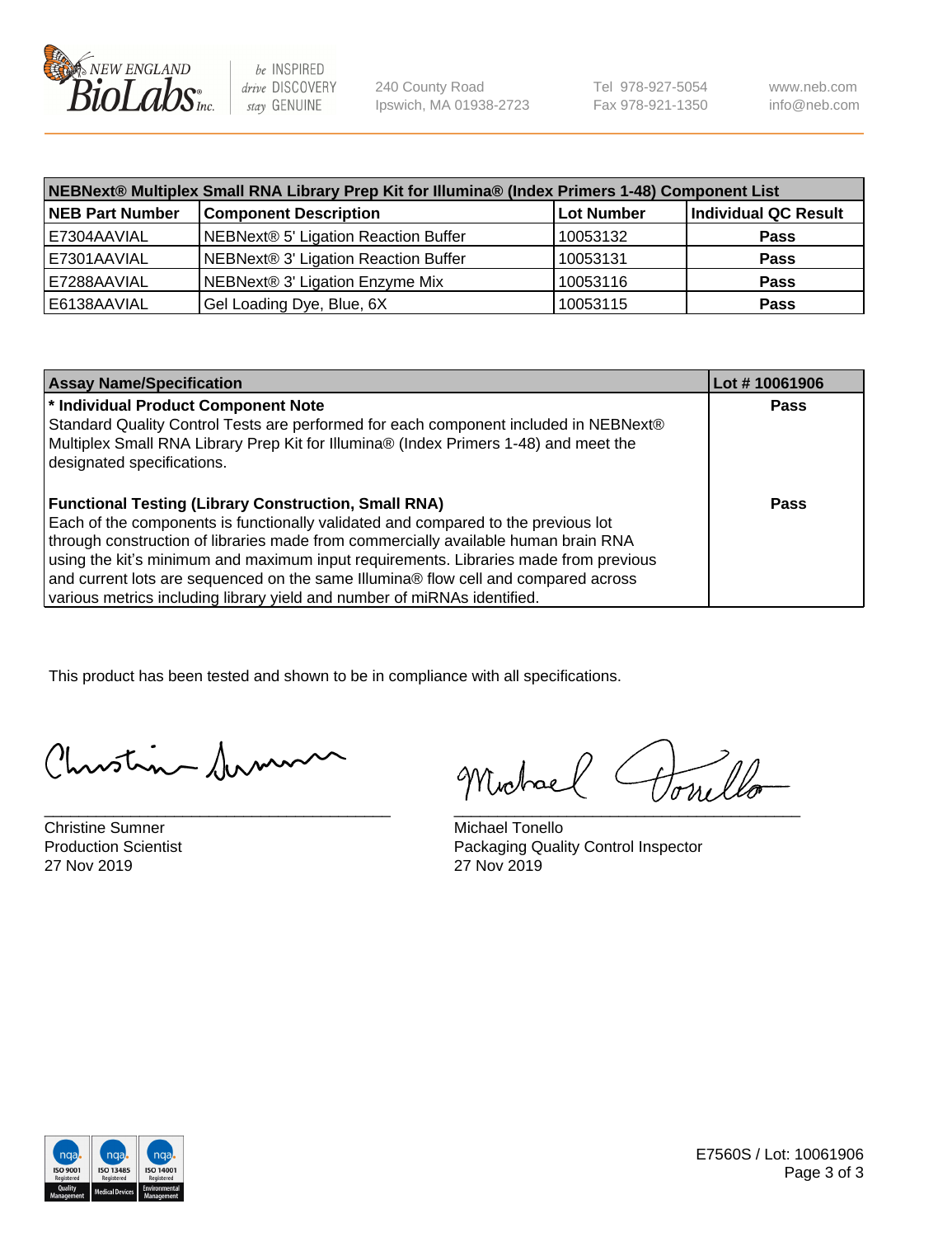240 County Road
Ipswich, MA 01938-2723

Tel 978-927-5054
Fax 978-921-1350

www.neb.com
info@neb.com

| NEBNext® Multiplex Small RNA Library Prep Kit for Illumina® (Index Primers 1-48) Component List | | | |
|---|---|---|---|
| **NEB Part Number** | **Component Description** | **Lot Number** | **Individual QC Result** |
| E7304AAVIAL | NEBNext® 5' Ligation Reaction Buffer | 10053132 | **Pass** |
| E7301AAVIAL | NEBNext® 3' Ligation Reaction Buffer | 10053131 | **Pass** |
| E7288AAVIAL | NEBNext® 3' Ligation Enzyme Mix | 10053116 | **Pass** |
| E6138AAVIAL | Gel Loading Dye, Blue, 6X | 10053115 | **Pass** |

| Assay Name/Specification | Lot # 10061906 |
|---|---|
| **\* Individual Product Component Note**<br>Standard Quality Control Tests are performed for each component included in NEBNext® Multiplex Small RNA Library Prep Kit for Illumina® (Index Primers 1-48) and meet the designated specifications. | **Pass** |
| **Functional Testing (Library Construction, Small RNA)**<br>Each of the components is functionally validated and compared to the previous lot through construction of libraries made from commercially available human brain RNA using the kit's minimum and maximum input requirements. Libraries made from previous and current lots are sequenced on the same Illumina® flow cell and compared across various metrics including library yield and number of miRNAs identified. | **Pass** |

This product has been tested and shown to be in compliance with all specifications.

Christine Sumner
Production Scientist
27 Nov 2019

Michael Tonello
Packaging Quality Control Inspector
27 Nov 2019

E7560S / Lot: 10061906